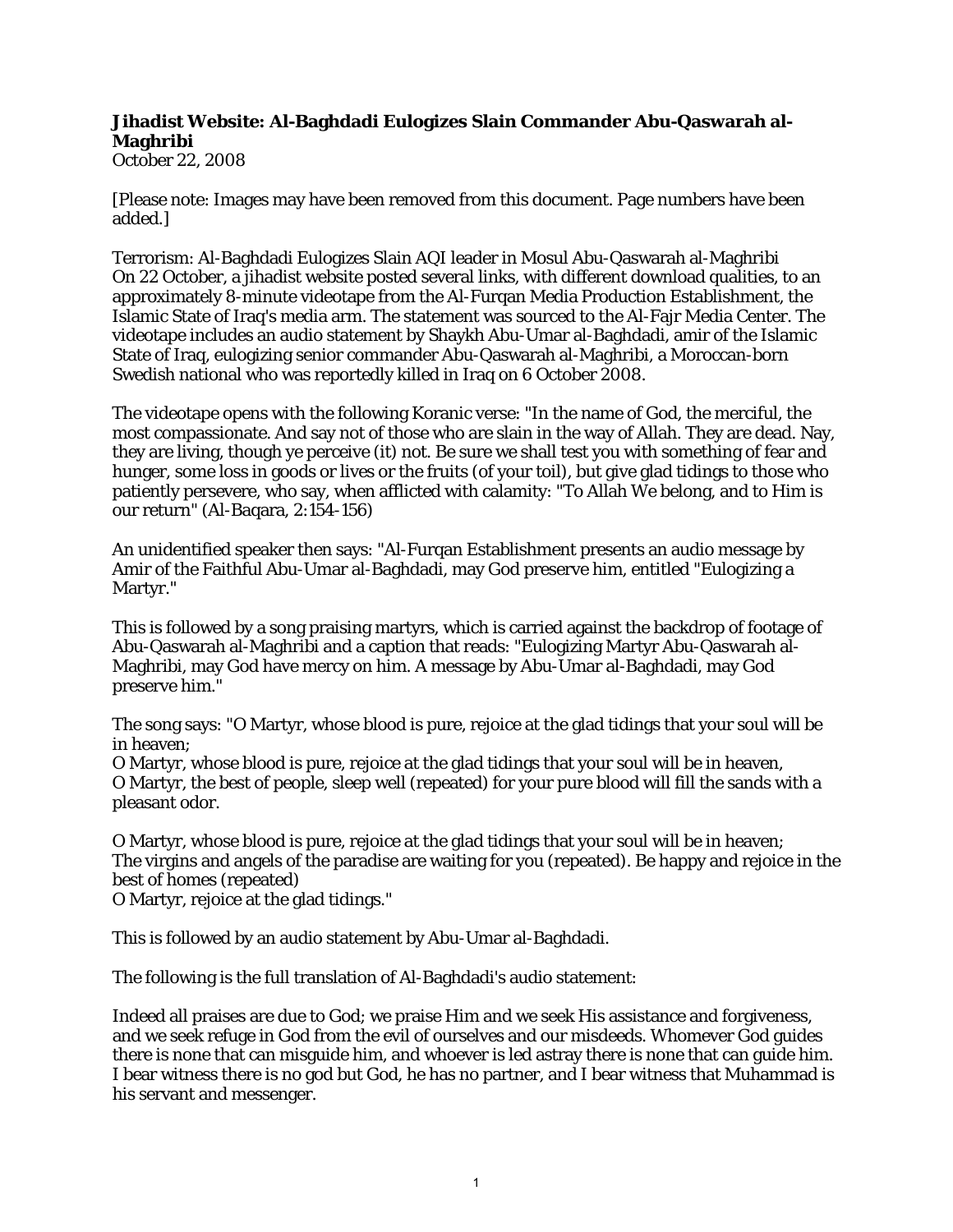**Jihadist Website: Al-Baghdadi Eulogizes Slain Commander Abu-Qaswarah al-Maghribi**
October 22, 2008

[Please note: Images may have been removed from this document. Page numbers have been added.]

Terrorism: Al-Baghdadi Eulogizes Slain AQI leader in Mosul Abu-Qaswarah al-Maghribi
On 22 October, a jihadist website posted several links, with different download qualities, to an approximately 8-minute videotape from the Al-Furqan Media Production Establishment, the Islamic State of Iraq's media arm. The statement was sourced to the Al-Fajr Media Center. The videotape includes an audio statement by Shaykh Abu-Umar al-Baghdadi, amir of the Islamic State of Iraq, eulogizing senior commander Abu-Qaswarah al-Maghribi, a Moroccan-born Swedish national who was reportedly killed in Iraq on 6 October 2008.

The videotape opens with the following Koranic verse: "In the name of God, the merciful, the most compassionate. And say not of those who are slain in the way of Allah. They are dead. Nay, they are living, though ye perceive (it) not. Be sure we shall test you with something of fear and hunger, some loss in goods or lives or the fruits (of your toil), but give glad tidings to those who patiently persevere, who say, when afflicted with calamity: "To Allah We belong, and to Him is our return" (Al-Baqara, 2:154-156)

An unidentified speaker then says: "Al-Furqan Establishment presents an audio message by Amir of the Faithful Abu-Umar al-Baghdadi, may God preserve him, entitled "Eulogizing a Martyr."

This is followed by a song praising martyrs, which is carried against the backdrop of footage of Abu-Qaswarah al-Maghribi and a caption that reads: "Eulogizing Martyr Abu-Qaswarah al-Maghribi, may God have mercy on him. A message by Abu-Umar al-Baghdadi, may God preserve him."

The song says: "O Martyr, whose blood is pure, rejoice at the glad tidings that your soul will be in heaven;
O Martyr, whose blood is pure, rejoice at the glad tidings that your soul will be in heaven,
O Martyr, the best of people, sleep well (repeated) for your pure blood will fill the sands with a pleasant odor.

O Martyr, whose blood is pure, rejoice at the glad tidings that your soul will be in heaven;
The virgins and angels of the paradise are waiting for you (repeated). Be happy and rejoice in the best of homes (repeated)
O Martyr, rejoice at the glad tidings."

This is followed by an audio statement by Abu-Umar al-Baghdadi.

The following is the full translation of Al-Baghdadi's audio statement:

Indeed all praises are due to God; we praise Him and we seek His assistance and forgiveness, and we seek refuge in God from the evil of ourselves and our misdeeds. Whomever God guides there is none that can misguide him, and whoever is led astray there is none that can guide him. I bear witness there is no god but God, he has no partner, and I bear witness that Muhammad is his servant and messenger.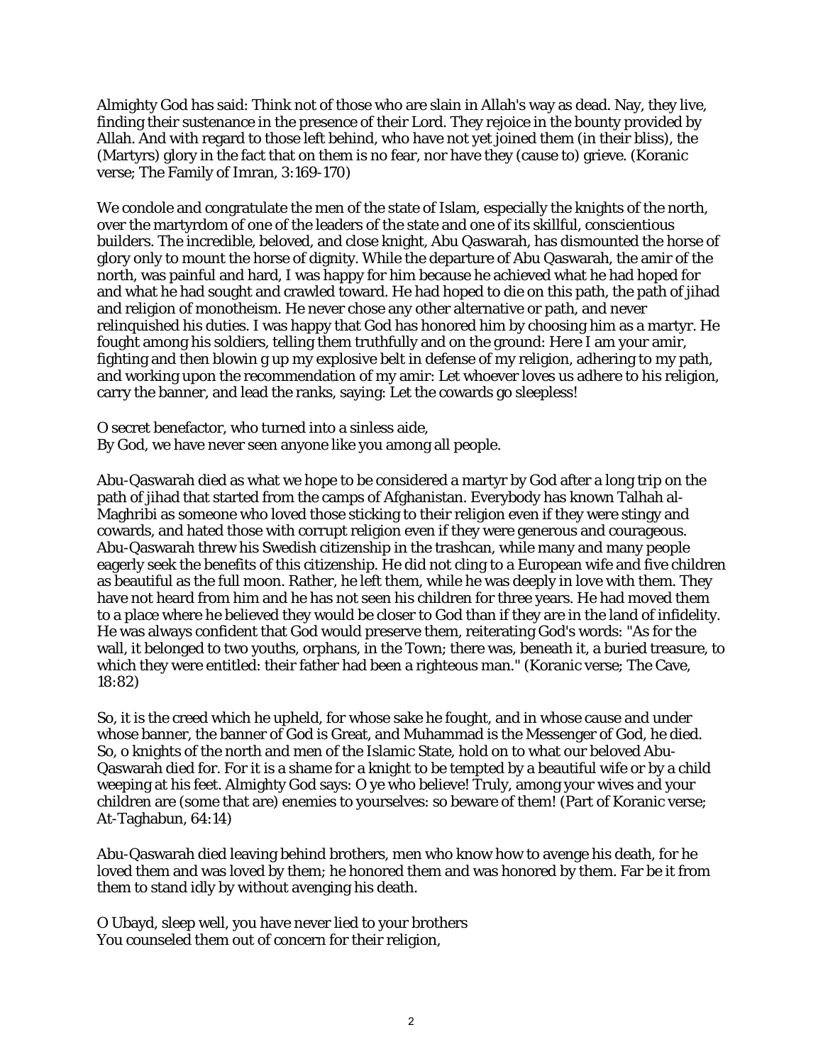Almighty God has said: Think not of those who are slain in Allah's way as dead. Nay, they live, finding their sustenance in the presence of their Lord. They rejoice in the bounty provided by Allah. And with regard to those left behind, who have not yet joined them (in their bliss), the (Martyrs) glory in the fact that on them is no fear, nor have they (cause to) grieve. (Koranic verse; The Family of Imran, 3:169-170)

We condole and congratulate the men of the state of Islam, especially the knights of the north, over the martyrdom of one of the leaders of the state and one of its skillful, conscientious builders. The incredible, beloved, and close knight, Abu Qaswarah, has dismounted the horse of glory only to mount the horse of dignity. While the departure of Abu Qaswarah, the amir of the north, was painful and hard, I was happy for him because he achieved what he had hoped for and what he had sought and crawled toward. He had hoped to die on this path, the path of jihad and religion of monotheism. He never chose any other alternative or path, and never relinquished his duties. I was happy that God has honored him by choosing him as a martyr. He fought among his soldiers, telling them truthfully and on the ground: Here I am your amir, fighting and then blowin g up my explosive belt in defense of my religion, adhering to my path, and working upon the recommendation of my amir: Let whoever loves us adhere to his religion, carry the banner, and lead the ranks, saying: Let the cowards go sleepless!

O secret benefactor, who turned into a sinless aide,
By God, we have never seen anyone like you among all people.

Abu-Qaswarah died as what we hope to be considered a martyr by God after a long trip on the path of jihad that started from the camps of Afghanistan. Everybody has known Talhah al-Maghribi as someone who loved those sticking to their religion even if they were stingy and cowards, and hated those with corrupt religion even if they were generous and courageous. Abu-Qaswarah threw his Swedish citizenship in the trashcan, while many and many people eagerly seek the benefits of this citizenship. He did not cling to a European wife and five children as beautiful as the full moon. Rather, he left them, while he was deeply in love with them. They have not heard from him and he has not seen his children for three years. He had moved them to a place where he believed they would be closer to God than if they are in the land of infidelity. He was always confident that God would preserve them, reiterating God's words: "As for the wall, it belonged to two youths, orphans, in the Town; there was, beneath it, a buried treasure, to which they were entitled: their father had been a righteous man." (Koranic verse; The Cave, 18:82)

So, it is the creed which he upheld, for whose sake he fought, and in whose cause and under whose banner, the banner of God is Great, and Muhammad is the Messenger of God, he died. So, o knights of the north and men of the Islamic State, hold on to what our beloved Abu-Qaswarah died for. For it is a shame for a knight to be tempted by a beautiful wife or by a child weeping at his feet. Almighty God says: O ye who believe! Truly, among your wives and your children are (some that are) enemies to yourselves: so beware of them! (Part of Koranic verse; At-Taghabun, 64:14)

Abu-Qaswarah died leaving behind brothers, men who know how to avenge his death, for he loved them and was loved by them; he honored them and was honored by them. Far be it from them to stand idly by without avenging his death.

O Ubayd, sleep well, you have never lied to your brothers
You counseled them out of concern for their religion,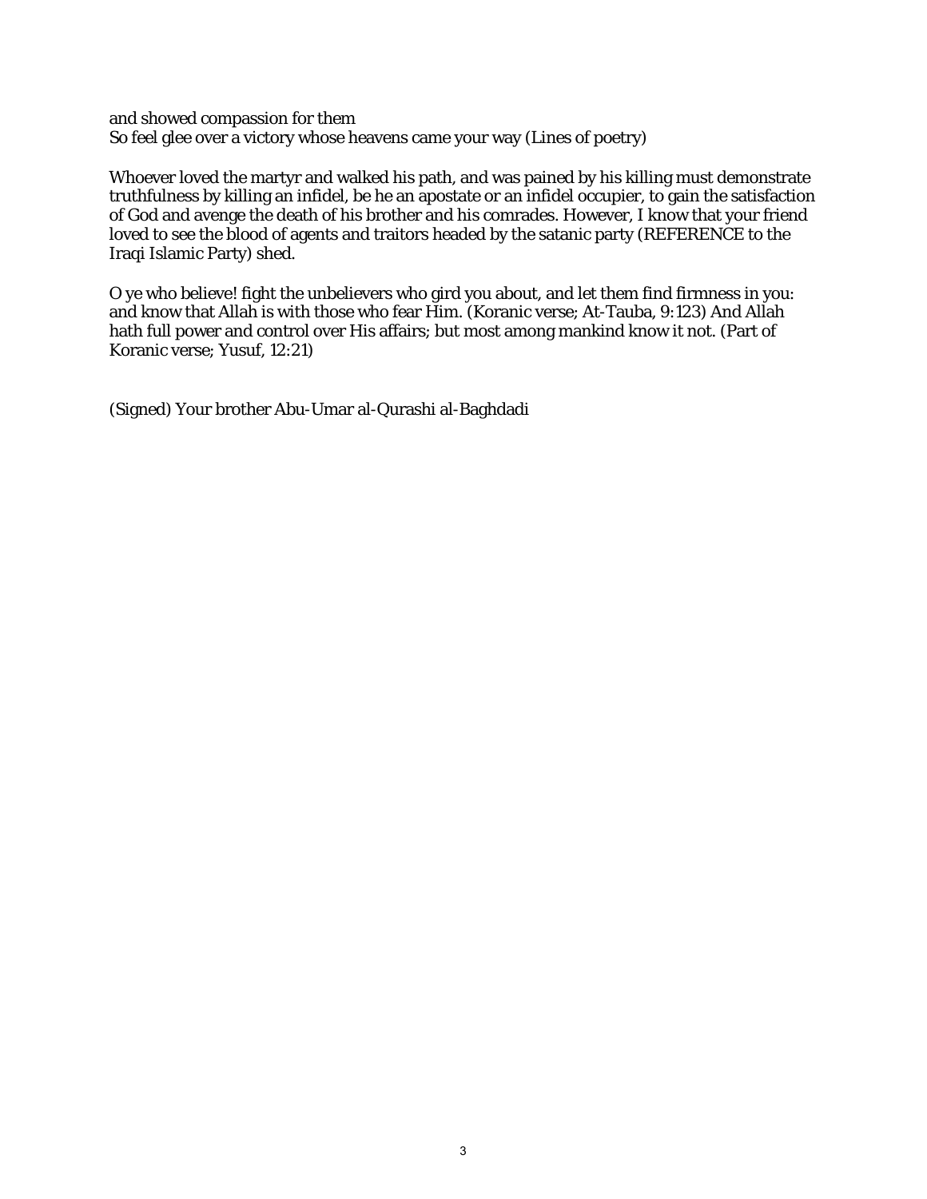and showed compassion for them
So feel glee over a victory whose heavens came your way (Lines of poetry)

Whoever loved the martyr and walked his path, and was pained by his killing must demonstrate truthfulness by killing an infidel, be he an apostate or an infidel occupier, to gain the satisfaction of God and avenge the death of his brother and his comrades. However, I know that your friend loved to see the blood of agents and traitors headed by the satanic party (REFERENCE to the Iraqi Islamic Party) shed.

O ye who believe! fight the unbelievers who gird you about, and let them find firmness in you: and know that Allah is with those who fear Him. (Koranic verse; At-Tauba, 9:123) And Allah hath full power and control over His affairs; but most among mankind know it not. (Part of Koranic verse; Yusuf, 12:21)

(Signed) Your brother Abu-Umar al-Qurashi al-Baghdadi